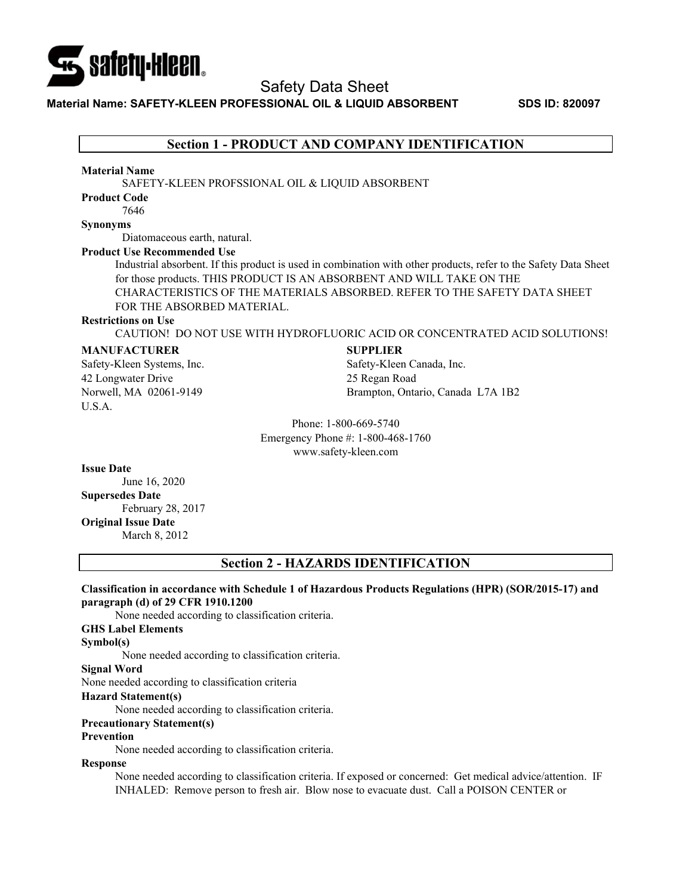# Safety Data Sheet

**Material Name: SAFETY-KLEEN PROFESSIONAL OIL & LIQUID ABSORBENT SDS ID: 820097**

## Section 1 - PRODUCT AND COMPANY IDENTIFICATION

**Material Name**

SAFETY-KLEEN PROFSSIONAL OIL & LIQUID ABSORBENT

**Product Code**

7646

**Synonyms**

Diatomaceous earth, natural.

**Product Use Recommended Use**

Industrial absorbent. If this product is used in combination with other products, refer to the Safety Data Sheet for those products. THIS PRODUCT IS AN ABSORBENT AND WILL TAKE ON THE CHARACTERISTICS OF THE MATERIALS ABSORBED. REFER TO THE SAFETY DATA SHEET FOR THE ABSORBED MATERIAL.

**Restrictions on Use**

CAUTION! DO NOT USE WITH HYDROFLUORIC ACID OR CONCENTRATED ACID SOLUTIONS!

**MANUFACTURER**

Safety-Kleen Systems, Inc.
42 Longwater Drive
Norwell, MA 02061-9149
U.S.A.

**SUPPLIER**

Safety-Kleen Canada, Inc.
25 Regan Road
Brampton, Ontario, Canada L7A 1B2

Phone: 1-800-669-5740
Emergency Phone #: 1-800-468-1760
www.safety-kleen.com

**Issue Date**

June 16, 2020

**Supersedes Date**

February 28, 2017

**Original Issue Date**

March 8, 2012

## Section 2 - HAZARDS IDENTIFICATION

**Classification in accordance with Schedule 1 of Hazardous Products Regulations (HPR) (SOR/2015-17) and paragraph (d) of 29 CFR 1910.1200**

None needed according to classification criteria.

**GHS Label Elements**

**Symbol(s)**

None needed according to classification criteria.

**Signal Word**

None needed according to classification criteria

**Hazard Statement(s)**

None needed according to classification criteria.

**Precautionary Statement(s)**

**Prevention**

None needed according to classification criteria.

**Response**

None needed according to classification criteria. If exposed or concerned: Get medical advice/attention. IF INHALED: Remove person to fresh air. Blow nose to evacuate dust. Call a POISON CENTER or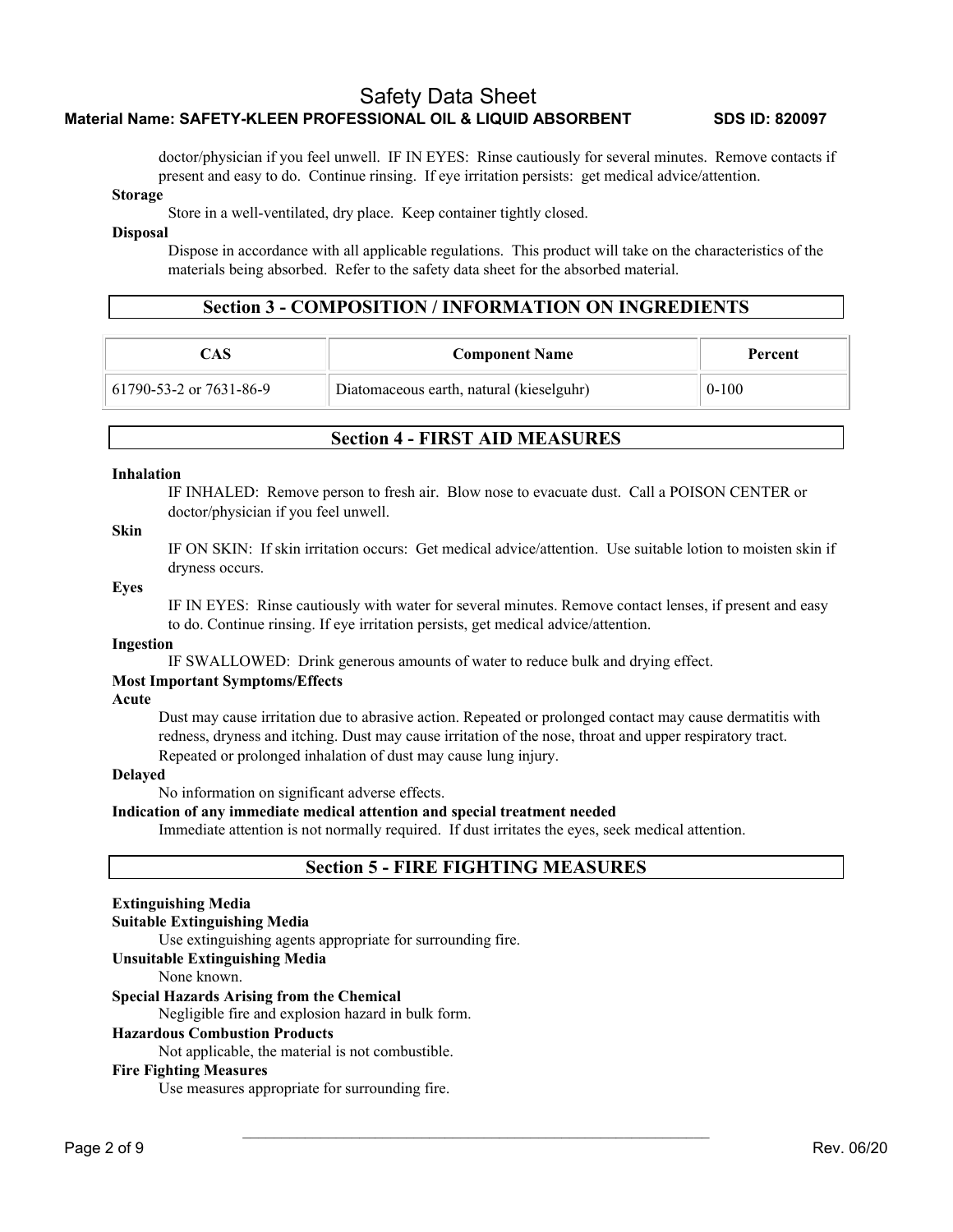doctor/physician if you feel unwell. IF IN EYES: Rinse cautiously for several minutes. Remove contacts if present and easy to do. Continue rinsing. If eye irritation persists: get medical advice/attention.

**Storage**

Store in a well-ventilated, dry place. Keep container tightly closed.

**Disposal**

Dispose in accordance with all applicable regulations. This product will take on the characteristics of the materials being absorbed. Refer to the safety data sheet for the absorbed material.

## Section 3 - COMPOSITION / INFORMATION ON INGREDIENTS

| CAS | Component Name | Percent |
|---|---|---|
| 61790-53-2 or 7631-86-9 | Diatomaceous earth, natural (kieselguhr) | 0-100 |

## Section 4 - FIRST AID MEASURES

**Inhalation**

IF INHALED: Remove person to fresh air. Blow nose to evacuate dust. Call a POISON CENTER or doctor/physician if you feel unwell.

**Skin**

IF ON SKIN: If skin irritation occurs: Get medical advice/attention. Use suitable lotion to moisten skin if dryness occurs.

**Eyes**

IF IN EYES: Rinse cautiously with water for several minutes. Remove contact lenses, if present and easy to do. Continue rinsing. If eye irritation persists, get medical advice/attention.

**Ingestion**

IF SWALLOWED: Drink generous amounts of water to reduce bulk and drying effect.

**Most Important Symptoms/Effects**

**Acute**

Dust may cause irritation due to abrasive action. Repeated or prolonged contact may cause dermatitis with redness, dryness and itching. Dust may cause irritation of the nose, throat and upper respiratory tract. Repeated or prolonged inhalation of dust may cause lung injury.

**Delayed**

No information on significant adverse effects.

**Indication of any immediate medical attention and special treatment needed**

Immediate attention is not normally required. If dust irritates the eyes, seek medical attention.

## Section 5 - FIRE FIGHTING MEASURES

**Extinguishing Media**

**Suitable Extinguishing Media**

Use extinguishing agents appropriate for surrounding fire.

**Unsuitable Extinguishing Media**

None known.

**Special Hazards Arising from the Chemical**

Negligible fire and explosion hazard in bulk form.

**Hazardous Combustion Products**

Not applicable, the material is not combustible.

**Fire Fighting Measures**

Use measures appropriate for surrounding fire.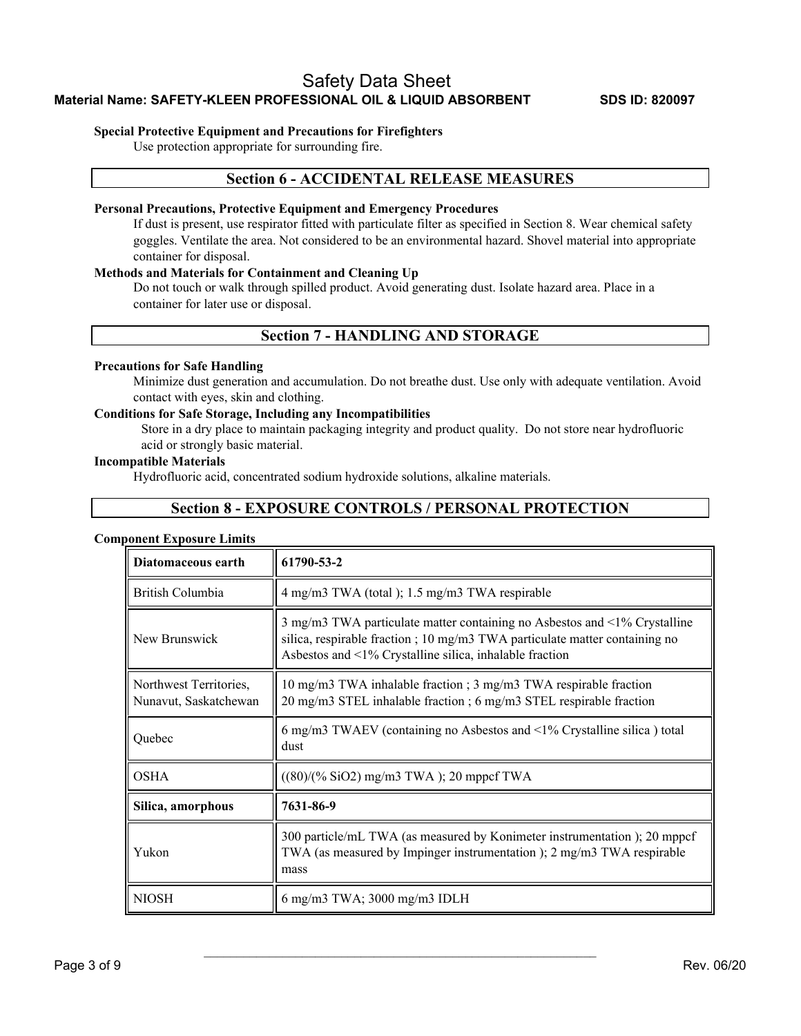**Special Protective Equipment and Precautions for Firefighters**

Use protection appropriate for surrounding fire.

## Section 6 - ACCIDENTAL RELEASE MEASURES

**Personal Precautions, Protective Equipment and Emergency Procedures**

If dust is present, use respirator fitted with particulate filter as specified in Section 8. Wear chemical safety goggles. Ventilate the area. Not considered to be an environmental hazard. Shovel material into appropriate container for disposal.

**Methods and Materials for Containment and Cleaning Up**

Do not touch or walk through spilled product. Avoid generating dust. Isolate hazard area. Place in a container for later use or disposal.

## Section 7 - HANDLING AND STORAGE

**Precautions for Safe Handling**

Minimize dust generation and accumulation. Do not breathe dust. Use only with adequate ventilation. Avoid contact with eyes, skin and clothing.

**Conditions for Safe Storage, Including any Incompatibilities**

Store in a dry place to maintain packaging integrity and product quality. Do not store near hydrofluoric acid or strongly basic material.

**Incompatible Materials**

Hydrofluoric acid, concentrated sodium hydroxide solutions, alkaline materials.

## Section 8 - EXPOSURE CONTROLS / PERSONAL PROTECTION

**Component Exposure Limits**

| **Diatomaceous earth** | **61790-53-2** |
|---|---|
| British Columbia | 4 mg/m3 TWA (total ); 1.5 mg/m3 TWA respirable |
| New Brunswick | 3 mg/m3 TWA particulate matter containing no Asbestos and <1% Crystalline silica, respirable fraction ; 10 mg/m3 TWA particulate matter containing no Asbestos and <1% Crystalline silica, inhalable fraction |
| Northwest Territories, Nunavut, Saskatchewan | 10 mg/m3 TWA inhalable fraction ; 3 mg/m3 TWA respirable fraction<br>20 mg/m3 STEL inhalable fraction ; 6 mg/m3 STEL respirable fraction |
| Quebec | 6 mg/m3 TWAEV (containing no Asbestos and <1% Crystalline silica ) total dust |
| OSHA | ((80)/(% SiO2) mg/m3 TWA ); 20 mppcf TWA |
| **Silica, amorphous** | **7631-86-9** |
| Yukon | 300 particle/mL TWA (as measured by Konimeter instrumentation ); 20 mppcf TWA (as measured by Impinger instrumentation ); 2 mg/m3 TWA respirable mass |
| NIOSH | 6 mg/m3 TWA; 3000 mg/m3 IDLH |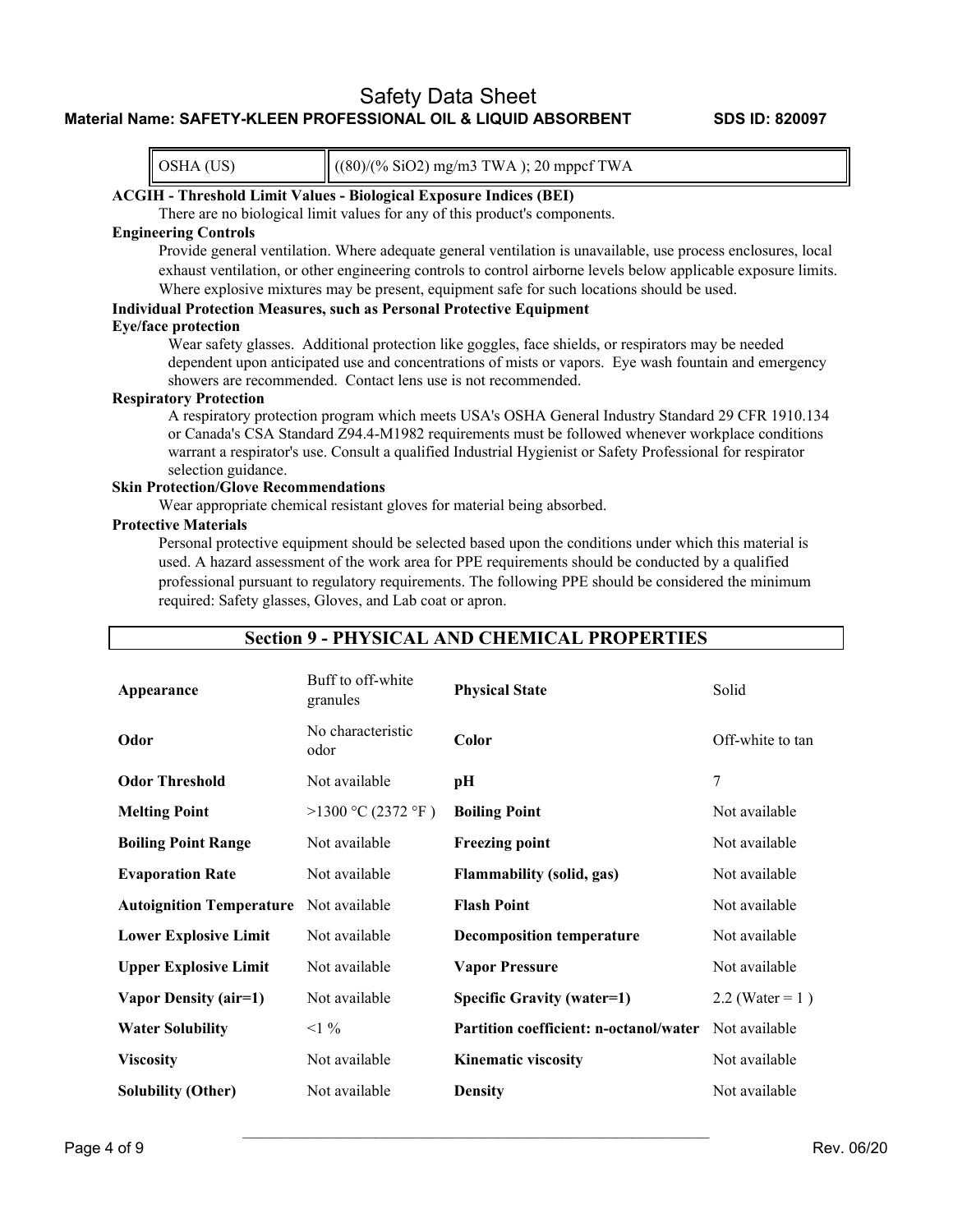| OSHA (US) | $((80)/(\% SiO_2)$ mg/m3 TWA ); 20 mppcf TWA |
|---|---|

**ACGIH - Threshold Limit Values - Biological Exposure Indices (BEI)**

There are no biological limit values for any of this product's components.

**Engineering Controls**

Provide general ventilation. Where adequate general ventilation is unavailable, use process enclosures, local exhaust ventilation, or other engineering controls to control airborne levels below applicable exposure limits. Where explosive mixtures may be present, equipment safe for such locations should be used.

**Individual Protection Measures, such as Personal Protective Equipment**

**Eye/face protection**

Wear safety glasses. Additional protection like goggles, face shields, or respirators may be needed dependent upon anticipated use and concentrations of mists or vapors. Eye wash fountain and emergency showers are recommended. Contact lens use is not recommended.

**Respiratory Protection**

A respiratory protection program which meets USA's OSHA General Industry Standard 29 CFR 1910.134 or Canada's CSA Standard Z94.4-M1982 requirements must be followed whenever workplace conditions warrant a respirator's use. Consult a qualified Industrial Hygienist or Safety Professional for respirator selection guidance.

**Skin Protection/Glove Recommendations**

Wear appropriate chemical resistant gloves for material being absorbed.

**Protective Materials**

Personal protective equipment should be selected based upon the conditions under which this material is used. A hazard assessment of the work area for PPE requirements should be conducted by a qualified professional pursuant to regulatory requirements. The following PPE should be considered the minimum required: Safety glasses, Gloves, and Lab coat or apron.

## Section 9 - PHYSICAL AND CHEMICAL PROPERTIES

| | | | |
|---|---|---|---|
| **Appearance** | Buff to off-white granules | **Physical State** | Solid |
| **Odor** | No characteristic odor | **Color** | Off-white to tan |
| **Odor Threshold** | Not available | **pH** | 7 |
| **Melting Point** | >1300 °C (2372 °F ) | **Boiling Point** | Not available |
| **Boiling Point Range** | Not available | **Freezing point** | Not available |
| **Evaporation Rate** | Not available | **Flammability (solid, gas)** | Not available |
| **Autoignition Temperature** | Not available | **Flash Point** | Not available |
| **Lower Explosive Limit** | Not available | **Decomposition temperature** | Not available |
| **Upper Explosive Limit** | Not available | **Vapor Pressure** | Not available |
| **Vapor Density (air=1)** | Not available | **Specific Gravity (water=1)** | 2.2 (Water = 1 ) |
| **Water Solubility** | <1 % | **Partition coefficient: n-octanol/water** | Not available |
| **Viscosity** | Not available | **Kinematic viscosity** | Not available |
| **Solubility (Other)** | Not available | **Density** | Not available |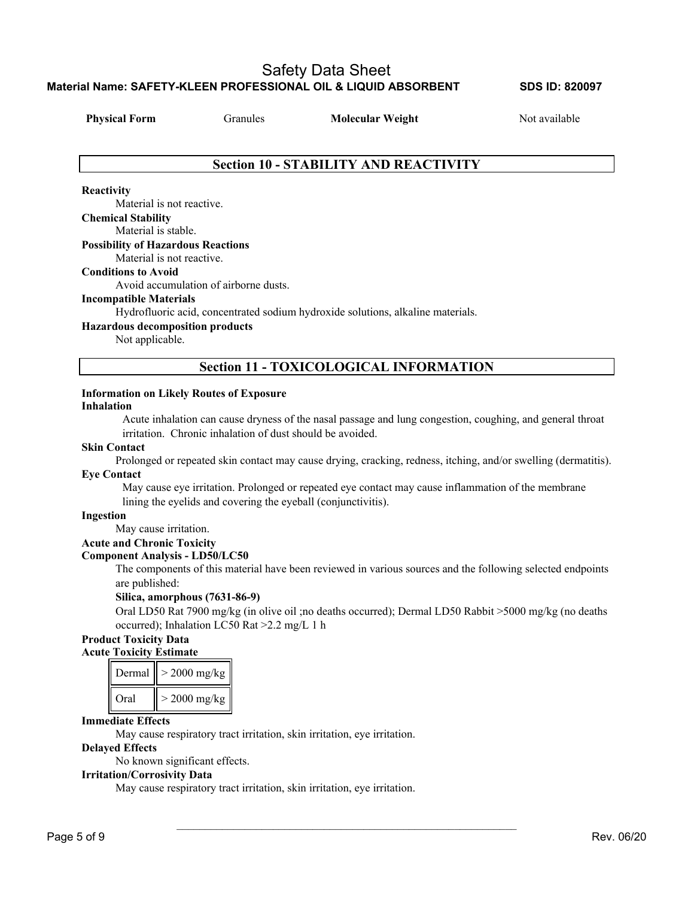| **Physical Form** | Granules | **Molecular Weight** | Not available |
|---|---|---|---|

## Section 10 - STABILITY AND REACTIVITY

**Reactivity**

Material is not reactive.

**Chemical Stability**

Material is stable.

**Possibility of Hazardous Reactions**

Material is not reactive.

**Conditions to Avoid**

Avoid accumulation of airborne dusts.

**Incompatible Materials**

Hydrofluoric acid, concentrated sodium hydroxide solutions, alkaline materials.

**Hazardous decomposition products**

Not applicable.

## Section 11 - TOXICOLOGICAL INFORMATION

**Information on Likely Routes of Exposure**

**Inhalation**

Acute inhalation can cause dryness of the nasal passage and lung congestion, coughing, and general throat irritation. Chronic inhalation of dust should be avoided.

**Skin Contact**

Prolonged or repeated skin contact may cause drying, cracking, redness, itching, and/or swelling (dermatitis).

**Eye Contact**

May cause eye irritation. Prolonged or repeated eye contact may cause inflammation of the membrane lining the eyelids and covering the eyeball (conjunctivitis).

**Ingestion**

May cause irritation.

**Acute and Chronic Toxicity**

**Component Analysis - LD50/LC50**

The components of this material have been reviewed in various sources and the following selected endpoints are published:

**Silica, amorphous (7631-86-9)**

Oral LD50 Rat 7900 mg/kg (in olive oil ;no deaths occurred); Dermal LD50 Rabbit >5000 mg/kg (no deaths occurred); Inhalation LC50 Rat >2.2 mg/L 1 h

**Product Toxicity Data**

**Acute Toxicity Estimate**

| | |
|---|---|
| Dermal | > 2000 mg/kg |
| Oral | > 2000 mg/kg |

**Immediate Effects**

May cause respiratory tract irritation, skin irritation, eye irritation.

**Delayed Effects**

No known significant effects.

**Irritation/Corrosivity Data**

May cause respiratory tract irritation, skin irritation, eye irritation.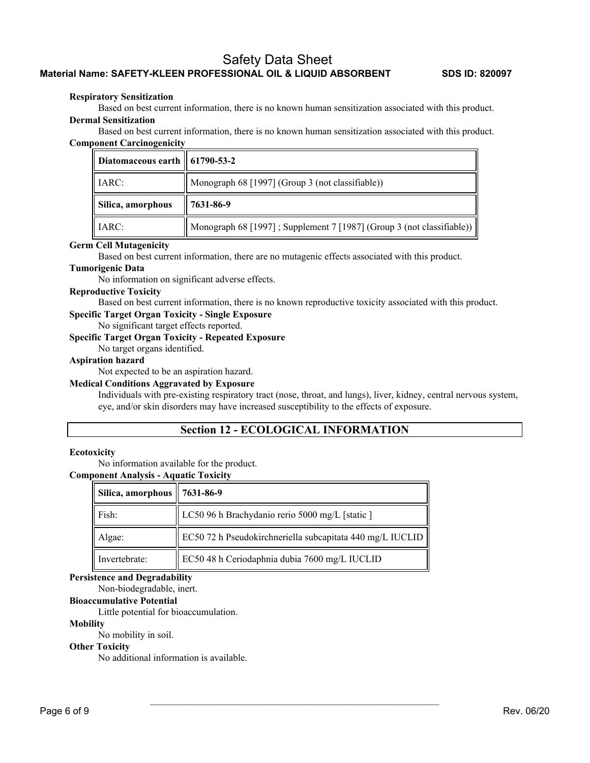**Respiratory Sensitization**

Based on best current information, there is no known human sensitization associated with this product.

**Dermal Sensitization**

Based on best current information, there is no known human sensitization associated with this product.

**Component Carcinogenicity**

| Diatomaceous earth | 61790-53-2 |
|---|---|
| IARC: | Monograph 68 [1997] (Group 3 (not classifiable)) |
| **Silica, amorphous** | **7631-86-9** |
| IARC: | Monograph 68 [1997] ; Supplement 7 [1987] (Group 3 (not classifiable)) |

**Germ Cell Mutagenicity**

Based on best current information, there are no mutagenic effects associated with this product.

**Tumorigenic Data**

No information on significant adverse effects.

**Reproductive Toxicity**

Based on best current information, there is no known reproductive toxicity associated with this product.

**Specific Target Organ Toxicity - Single Exposure**

No significant target effects reported.

**Specific Target Organ Toxicity - Repeated Exposure**

No target organs identified.

**Aspiration hazard**

Not expected to be an aspiration hazard.

**Medical Conditions Aggravated by Exposure**

Individuals with pre-existing respiratory tract (nose, throat, and lungs), liver, kidney, central nervous system, eye, and/or skin disorders may have increased susceptibility to the effects of exposure.

## Section 12 - ECOLOGICAL INFORMATION

**Ecotoxicity**

No information available for the product.

**Component Analysis - Aquatic Toxicity**

| Silica, amorphous | 7631-86-9 |
|---|---|
| Fish: | LC50 96 h Brachydanio rerio 5000 mg/L [static ] |
| Algae: | EC50 72 h Pseudokirchneriella subcapitata 440 mg/L IUCLID |
| Invertebrate: | EC50 48 h Ceriodaphnia dubia 7600 mg/L IUCLID |

**Persistence and Degradability**

Non-biodegradable, inert.

**Bioaccumulative Potential**

Little potential for bioaccumulation.

**Mobility**

No mobility in soil.

**Other Toxicity**

No additional information is available.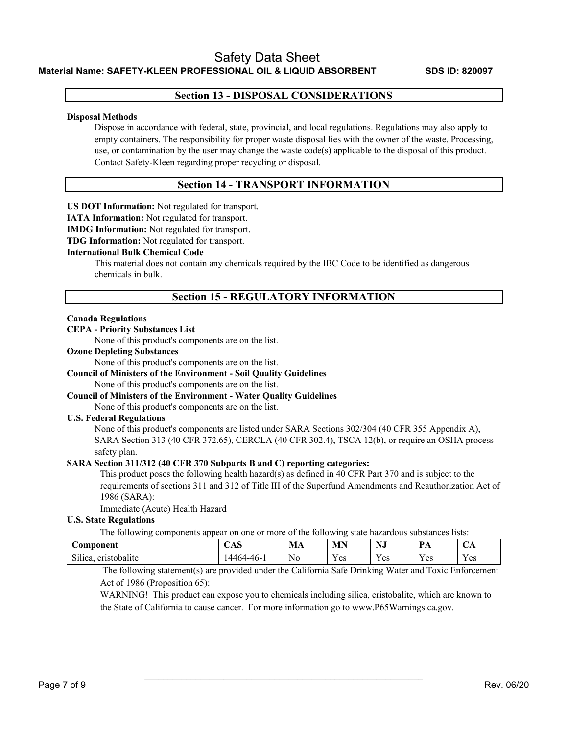## Section 13 - DISPOSAL CONSIDERATIONS

**Disposal Methods**

Dispose in accordance with federal, state, provincial, and local regulations. Regulations may also apply to empty containers. The responsibility for proper waste disposal lies with the owner of the waste. Processing, use, or contamination by the user may change the waste code(s) applicable to the disposal of this product. Contact Safety-Kleen regarding proper recycling or disposal.

## Section 14 - TRANSPORT INFORMATION

**US DOT Information:** Not regulated for transport.

**IATA Information:** Not regulated for transport.

**IMDG Information:** Not regulated for transport.

**TDG Information:** Not regulated for transport.

**International Bulk Chemical Code**

This material does not contain any chemicals required by the IBC Code to be identified as dangerous chemicals in bulk.

## Section 15 - REGULATORY INFORMATION

**Canada Regulations**

**CEPA - Priority Substances List**

None of this product's components are on the list.

**Ozone Depleting Substances**

None of this product's components are on the list.

**Council of Ministers of the Environment - Soil Quality Guidelines**

None of this product's components are on the list.

**Council of Ministers of the Environment - Water Quality Guidelines**

None of this product's components are on the list.

**U.S. Federal Regulations**

None of this product's components are listed under SARA Sections 302/304 (40 CFR 355 Appendix A), SARA Section 313 (40 CFR 372.65), CERCLA (40 CFR 302.4), TSCA 12(b), or require an OSHA process safety plan.

**SARA Section 311/312 (40 CFR 370 Subparts B and C) reporting categories:**

This product poses the following health hazard(s) as defined in 40 CFR Part 370 and is subject to the requirements of sections 311 and 312 of Title III of the Superfund Amendments and Reauthorization Act of 1986 (SARA):

Immediate (Acute) Health Hazard

**U.S. State Regulations**

The following components appear on one or more of the following state hazardous substances lists:

| Component | CAS | MA | MN | NJ | PA | CA |
|---|---|---|---|---|---|---|
| Silica, cristobalite | 14464-46-1 | No | Yes | Yes | Yes | Yes |

The following statement(s) are provided under the California Safe Drinking Water and Toxic Enforcement Act of 1986 (Proposition 65):

WARNING! This product can expose you to chemicals including silica, cristobalite, which are known to the State of California to cause cancer. For more information go to www.P65Warnings.ca.gov.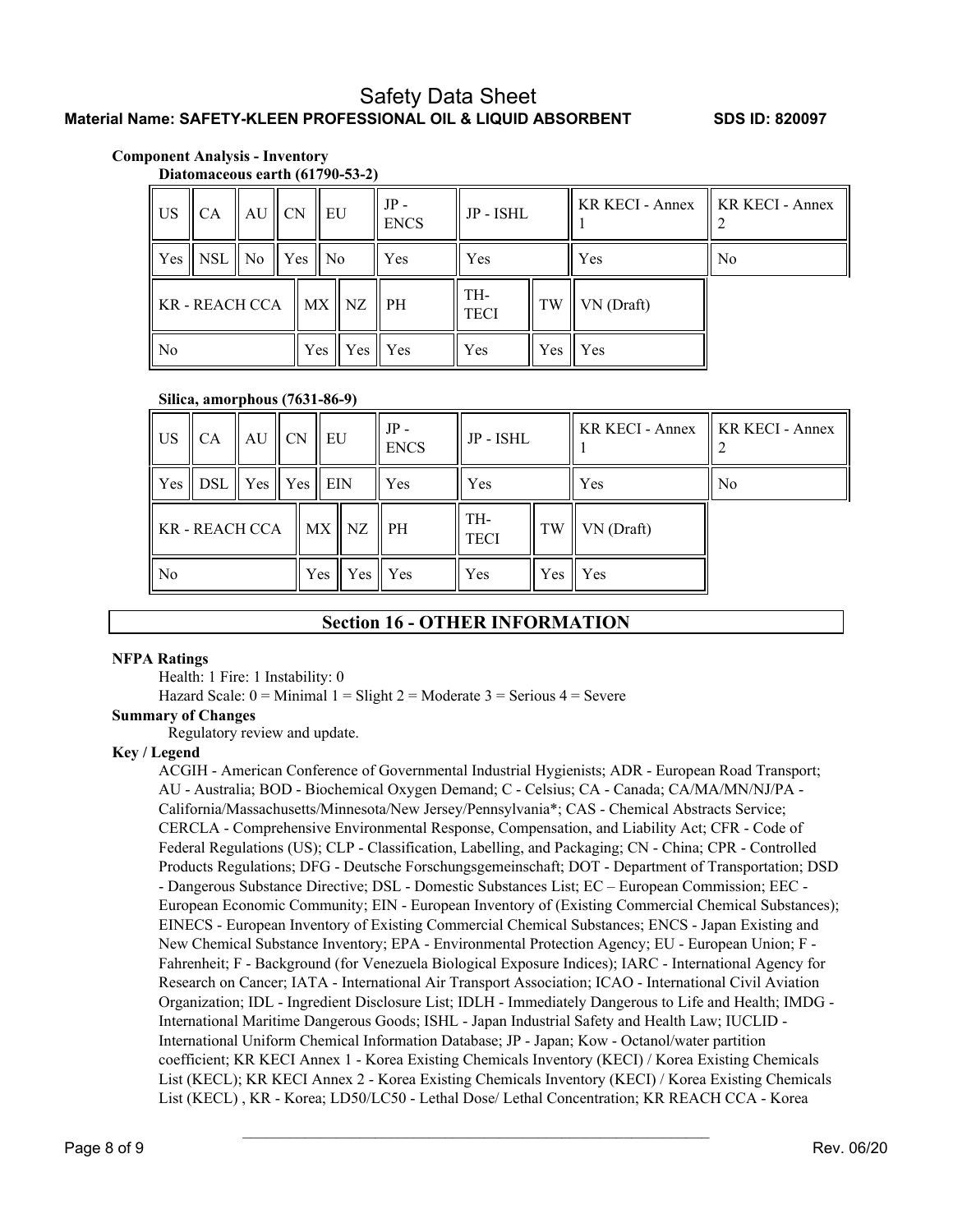**Component Analysis - Inventory**

**Diatomaceous earth (61790-53-2)**

| US | CA | AU | CN | EU | JP - ENCS | JP - ISHL | KR KECI - Annex 1 | KR KECI - Annex 2 |
|---|---|---|---|---|---|---|---|---|
| Yes | NSL | No | Yes | No | Yes | Yes | Yes | No |

| KR - REACH CCA | MX | NZ | PH | TH-TECI | TW | VN (Draft) |
|---|---|---|---|---|---|---|
| No | Yes | Yes | Yes | Yes | Yes | Yes |

**Silica, amorphous (7631-86-9)**

| US | CA | AU | CN | EU | JP - ENCS | JP - ISHL | KR KECI - Annex 1 | KR KECI - Annex 2 |
|---|---|---|---|---|---|---|---|---|
| Yes | DSL | Yes | Yes | EIN | Yes | Yes | Yes | No |

| KR - REACH CCA | MX | NZ | PH | TH-TECI | TW | VN (Draft) |
|---|---|---|---|---|---|---|
| No | Yes | Yes | Yes | Yes | Yes | Yes |

## Section 16 - OTHER INFORMATION

**NFPA Ratings**

Health: 1 Fire: 1 Instability: 0

Hazard Scale: 0 = Minimal 1 = Slight 2 = Moderate 3 = Serious 4 = Severe

**Summary of Changes**

Regulatory review and update.

**Key / Legend**

ACGIH - American Conference of Governmental Industrial Hygienists; ADR - European Road Transport; AU - Australia; BOD - Biochemical Oxygen Demand; C - Celsius; CA - Canada; CA/MA/MN/NJ/PA - California/Massachusetts/Minnesota/New Jersey/Pennsylvania*; CAS - Chemical Abstracts Service; CERCLA - Comprehensive Environmental Response, Compensation, and Liability Act; CFR - Code of Federal Regulations (US); CLP - Classification, Labelling, and Packaging; CN - China; CPR - Controlled Products Regulations; DFG - Deutsche Forschungsgemeinschaft; DOT - Department of Transportation; DSD - Dangerous Substance Directive; DSL - Domestic Substances List; EC – European Commission; EEC - European Economic Community; EIN - European Inventory of (Existing Commercial Chemical Substances); EINECS - European Inventory of Existing Commercial Chemical Substances; ENCS - Japan Existing and New Chemical Substance Inventory; EPA - Environmental Protection Agency; EU - European Union; F - Fahrenheit; F - Background (for Venezuela Biological Exposure Indices); IARC - International Agency for Research on Cancer; IATA - International Air Transport Association; ICAO - International Civil Aviation Organization; IDL - Ingredient Disclosure List; IDLH - Immediately Dangerous to Life and Health; IMDG - International Maritime Dangerous Goods; ISHL - Japan Industrial Safety and Health Law; IUCLID - International Uniform Chemical Information Database; JP - Japan; Kow - Octanol/water partition coefficient; KR KECI Annex 1 - Korea Existing Chemicals Inventory (KECI) / Korea Existing Chemicals List (KECL); KR KECI Annex 2 - Korea Existing Chemicals Inventory (KECI) / Korea Existing Chemicals List (KECL) , KR - Korea; LD50/LC50 - Lethal Dose/ Lethal Concentration; KR REACH CCA - Korea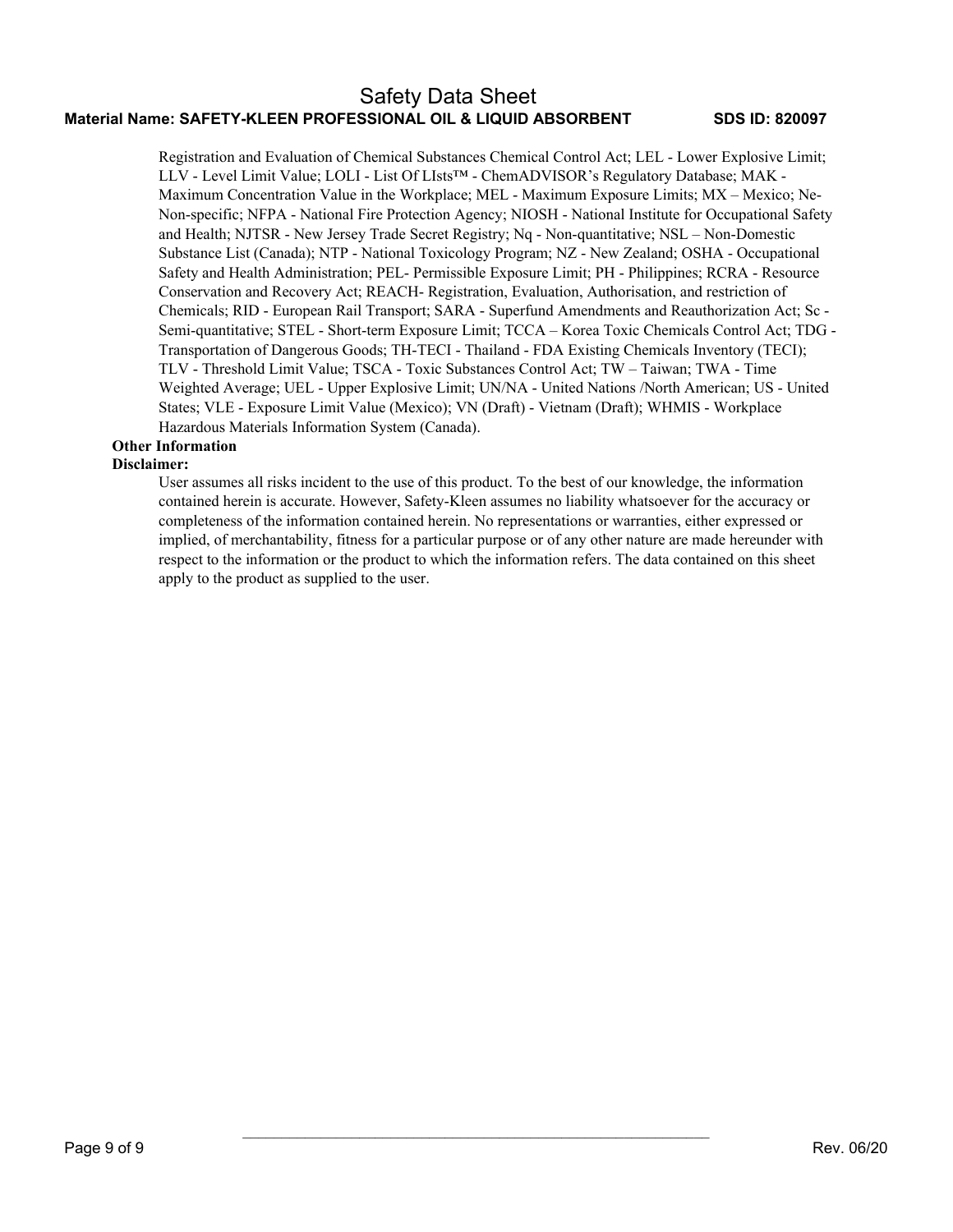Registration and Evaluation of Chemical Substances Chemical Control Act; LEL - Lower Explosive Limit; LLV - Level Limit Value; LOLI - List Of LIsts™ - ChemADVISOR's Regulatory Database; MAK - Maximum Concentration Value in the Workplace; MEL - Maximum Exposure Limits; MX – Mexico; Ne- Non-specific; NFPA - National Fire Protection Agency; NIOSH - National Institute for Occupational Safety and Health; NJTSR - New Jersey Trade Secret Registry; Nq - Non-quantitative; NSL – Non-Domestic Substance List (Canada); NTP - National Toxicology Program; NZ - New Zealand; OSHA - Occupational Safety and Health Administration; PEL- Permissible Exposure Limit; PH - Philippines; RCRA - Resource Conservation and Recovery Act; REACH- Registration, Evaluation, Authorisation, and restriction of Chemicals; RID - European Rail Transport; SARA - Superfund Amendments and Reauthorization Act; Sc - Semi-quantitative; STEL - Short-term Exposure Limit; TCCA – Korea Toxic Chemicals Control Act; TDG - Transportation of Dangerous Goods; TH-TECI - Thailand - FDA Existing Chemicals Inventory (TECI); TLV - Threshold Limit Value; TSCA - Toxic Substances Control Act; TW – Taiwan; TWA - Time Weighted Average; UEL - Upper Explosive Limit; UN/NA - United Nations /North American; US - United States; VLE - Exposure Limit Value (Mexico); VN (Draft) - Vietnam (Draft); WHMIS - Workplace Hazardous Materials Information System (Canada).

**Other Information**

**Disclaimer:**

User assumes all risks incident to the use of this product. To the best of our knowledge, the information contained herein is accurate. However, Safety-Kleen assumes no liability whatsoever for the accuracy or completeness of the information contained herein. No representations or warranties, either expressed or implied, of merchantability, fitness for a particular purpose or of any other nature are made hereunder with respect to the information or the product to which the information refers. The data contained on this sheet apply to the product as supplied to the user.